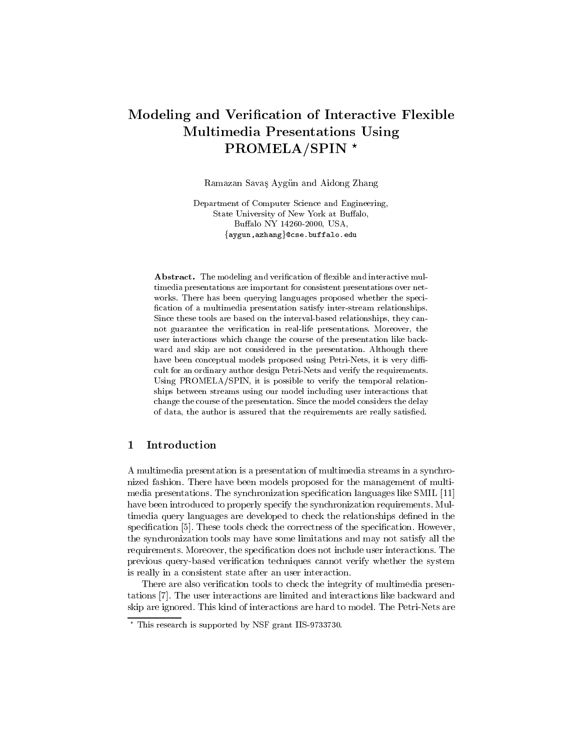# Modeling and Verification of Interactive Flexible Multimedia Presentations Using PROMELA/SPIN *

Ramazan Savaş Aygün and Aidong Zhang

Department of Computer Science and Engineering,
State University of New York at Buffalo,
Buffalo NY 14260-2000, USA,
{aygun,azhang}@cse.buffalo.edu

**Abstract.** The modeling and verification of flexible and interactive multimedia presentations are important for consistent presentations over networks. There has been querying languages proposed whether the specification of a multimedia presentation satisfy inter-stream relationships. Since these tools are based on the interval-based relationships, they cannot guarantee the verification in real-life presentations. Moreover, the user interactions which change the course of the presentation like backward and skip are not considered in the presentation. Although there have been conceptual models proposed using Petri-Nets, it is very difficult for an ordinary author design Petri-Nets and verify the requirements. Using PROMELA/SPIN, it is possible to verify the temporal relationships between streams using our model including user interactions that change the course of the presentation. Since the model considers the delay of data, the author is assured that the requirements are really satisfied.

## 1 Introduction

A multimedia presentation is a presentation of multimedia streams in a synchronized fashion. There have been models proposed for the management of multimedia presentations. The synchronization specification languages like SMIL [11] have been introduced to properly specify the synchronization requirements. Multimedia query languages are developed to check the relationships defined in the specification [5]. These tools check the correctness of the specification. However, the synchronization tools may have some limitations and may not satisfy all the requirements. Moreover, the specification does not include user interactions. The previous query-based verification techniques cannot verify whether the system is really in a consistent state after an user interaction.

There are also verification tools to check the integrity of multimedia presentations [7]. The user interactions are limited and interactions like backward and skip are ignored. This kind of interactions are hard to model. The Petri-Nets are

* This research is supported by NSF grant IIS-9733730.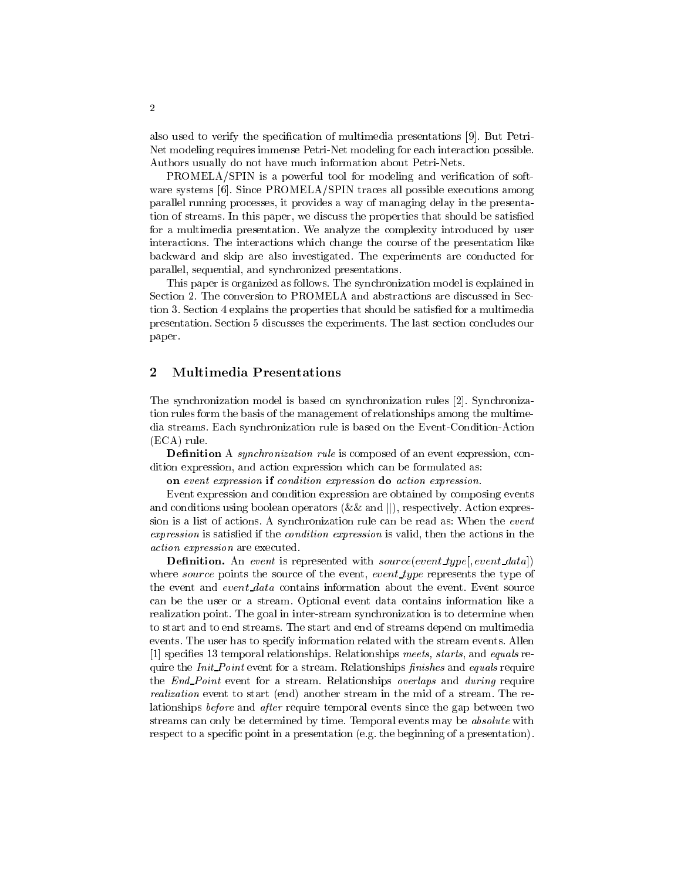also used to verify the specification of multimedia presentations [9]. But Petri-Net modeling requires immense Petri-Net modeling for each interaction possible. Authors usually do not have much information about Petri-Nets.

PROMELA/SPIN is a powerful tool for modeling and verification of software systems [6]. Since PROMELA/SPIN traces all possible executions among parallel running processes, it provides a way of managing delay in the presentation of streams. In this paper, we discuss the properties that should be satisfied for a multimedia presentation. We analyze the complexity introduced by user interactions. The interactions which change the course of the presentation like backward and skip are also investigated. The experiments are conducted for parallel, sequential, and synchronized presentations.

This paper is organized as follows. The synchronization model is explained in Section 2. The conversion to PROMELA and abstractions are discussed in Section 3. Section 4 explains the properties that should be satisfied for a multimedia presentation. Section 5 discusses the experiments. The last section concludes our paper.

## 2 Multimedia Presentations

The synchronization model is based on synchronization rules [2]. Synchronization rules form the basis of the management of relationships among the multimedia streams. Each synchronization rule is based on the Event-Condition-Action (ECA) rule.

**Definition** A *synchronization rule* is composed of an event expression, condition expression, and action expression which can be formulated as:

**on** *event expression* **if** *condition expression* **do** *action expression*.

Event expression and condition expression are obtained by composing events and conditions using boolean operators (&& and ||), respectively. Action expression is a list of actions. A synchronization rule can be read as: When the *event expression* is satisfied if the *condition expression* is valid, then the actions in the *action expression* are executed.

**Definition.** An *event* is represented with *source*(*event_type*[, *event_data*]) where *source* points the source of the event, *event_type* represents the type of the event and *event_data* contains information about the event. Event source can be the user or a stream. Optional event data contains information like a realization point. The goal in inter-stream synchronization is to determine when to start and to end streams. The start and end of streams depend on multimedia events. The user has to specify information related with the stream events. Allen [1] specifies 13 temporal relationships. Relationships *meets, starts*, and *equals* require the *Init_Point* event for a stream. Relationships *finishes* and *equals* require the *End_Point* event for a stream. Relationships *overlaps* and *during* require *realization* event to start (end) another stream in the mid of a stream. The relationships *before* and *after* require temporal events since the gap between two streams can only be determined by time. Temporal events may be *absolute* with respect to a specific point in a presentation (e.g. the beginning of a presentation).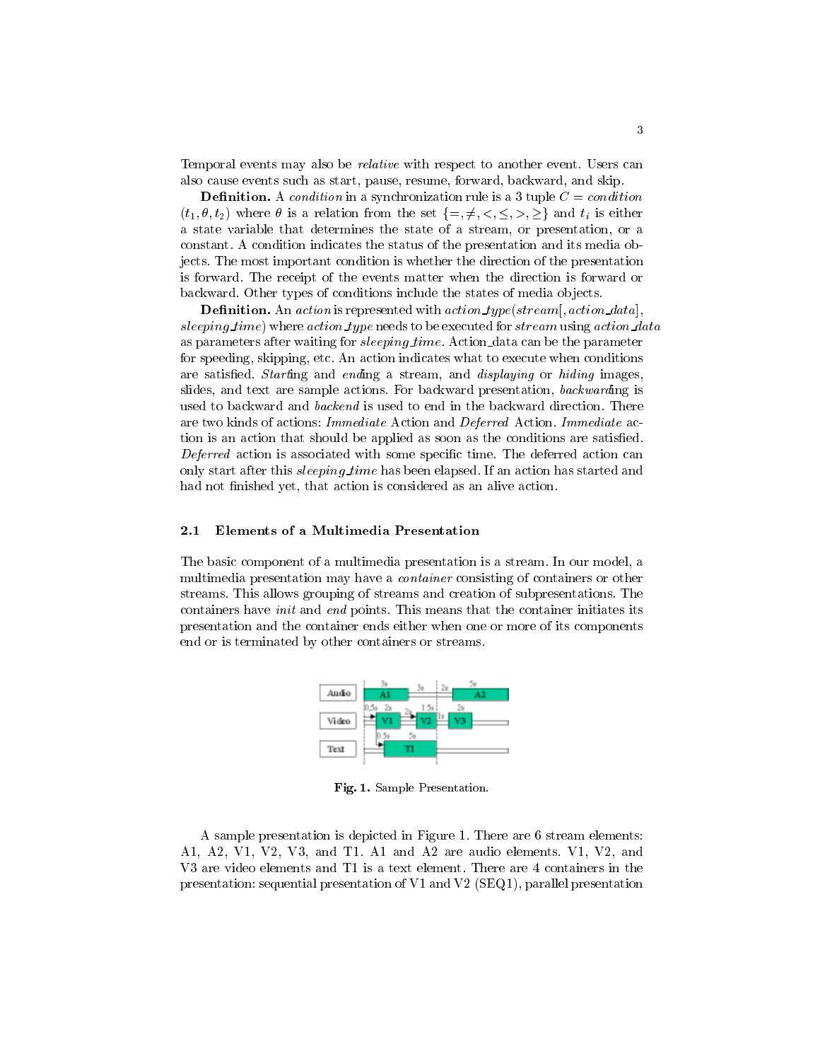Temporal events may also be *relative* with respect to another event. Users can also cause events such as start, pause, resume, forward, backward, and skip.

**Definition.** A *condition* in a synchronization rule is a 3 tuple $C = condition(t_1, \theta, t_2)$ where $\theta$ is a relation from the set $\{=, \neq, <, \leq, >, \geq\}$ and $t_i$ is either a state variable that determines the state of a stream, or presentation, or a constant. A condition indicates the status of the presentation and its media objects. The most important condition is whether the direction of the presentation is forward. The receipt of the events matter when the direction is forward or backward. Other types of conditions include the states of media objects.

**Definition.** An *action* is represented with $action\_type(stream[, action\_data], sleeping\_time)$ where *action_type* needs to be executed for *stream* using *action_data* as parameters after waiting for *sleeping_time*. Action_data can be the parameter for speeding, skipping, etc. An action indicates what to execute when conditions are satisfied. *Start*ing and *end*ing a stream, and *displaying* or *hiding* images, slides, and text are sample actions. For backward presentation, *backward*ing is used to backward and *backend* is used to end in the backward direction. There are two kinds of actions: *Immediate* Action and *Deferred* Action. *Immediate* action is an action that should be applied as soon as the conditions are satisfied. *Deferred* action is associated with some specific time. The deferred action can only start after this *sleeping_time* has been elapsed. If an action has started and had not finished yet, that action is considered as an alive action.

### 2.1 Elements of a Multimedia Presentation

The basic component of a multimedia presentation is a stream. In our model, a multimedia presentation may have a *container* consisting of containers or other streams. This allows grouping of streams and creation of subpresentations. The containers have *init* and *end* points. This means that the container initiates its presentation and the container ends either when one or more of its components end or is terminated by other containers or streams.

**Fig. 1.** Sample Presentation.

A sample presentation is depicted in Figure 1. There are 6 stream elements: A1, A2, V1, V2, V3, and T1. A1 and A2 are audio elements. V1, V2, and V3 are video elements and T1 is a text element. There are 4 containers in the presentation: sequential presentation of V1 and V2 (SEQ1), parallel presentation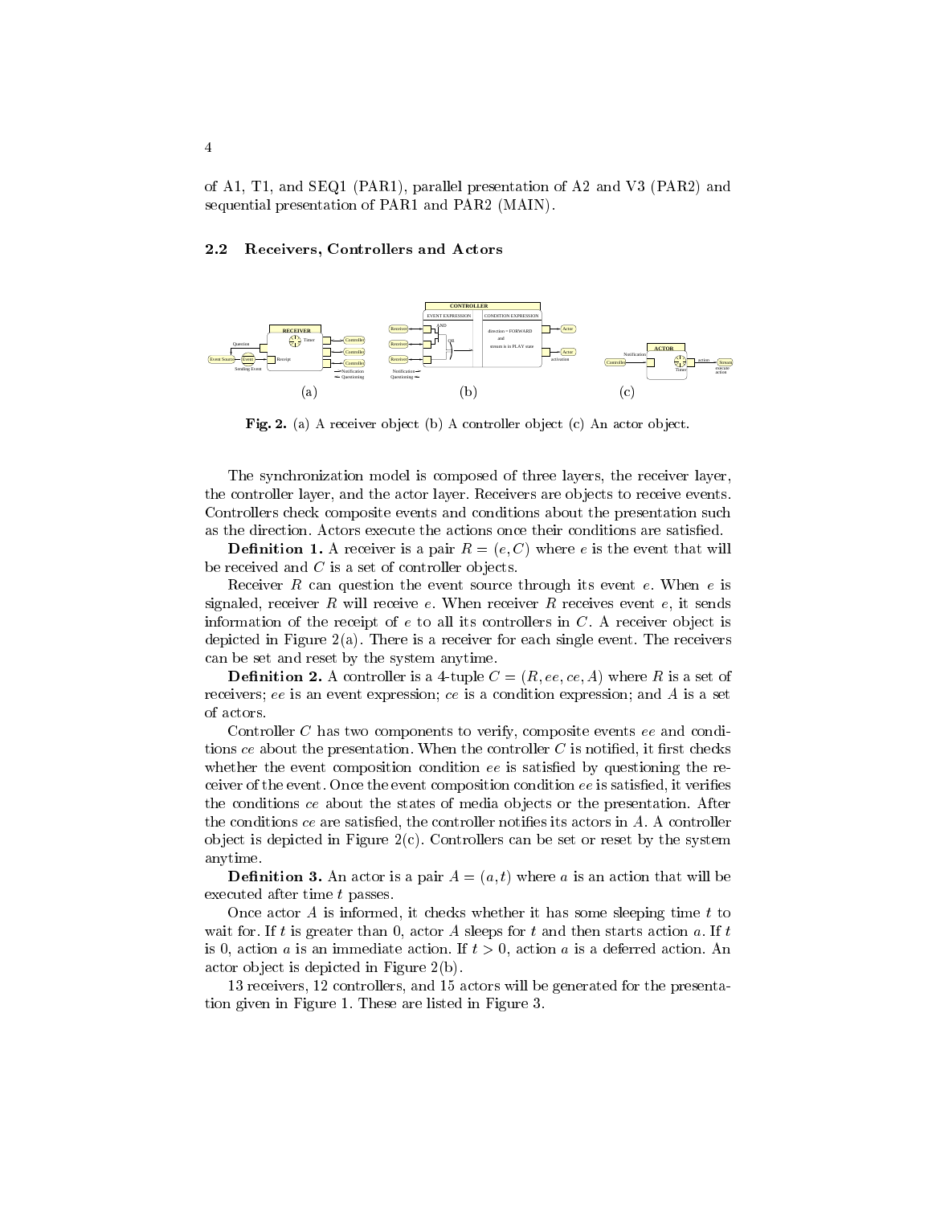of A1, T1, and SEQ1 (PAR1), parallel presentation of A2 and V3 (PAR2) and sequential presentation of PAR1 and PAR2 (MAIN).

### 2.2 Receivers, Controllers and Actors

**Fig. 2.** (a) A receiver object (b) A controller object (c) An actor object.

The synchronization model is composed of three layers, the receiver layer, the controller layer, and the actor layer. Receivers are objects to receive events. Controllers check composite events and conditions about the presentation such as the direction. Actors execute the actions once their conditions are satisfied.

**Definition 1.** A receiver is a pair $R = (e, C)$ where $e$ is the event that will be received and $C$ is a set of controller objects.

Receiver $R$ can question the event source through its event $e$. When $e$ is signaled, receiver $R$ will receive $e$. When receiver $R$ receives event $e$, it sends information of the receipt of $e$ to all its controllers in $C$. A receiver object is depicted in Figure 2(a). There is a receiver for each single event. The receivers can be set and reset by the system anytime.

**Definition 2.** A controller is a 4-tuple $C = (R, ee, ce, A)$ where $R$ is a set of receivers; $ee$ is an event expression; $ce$ is a condition expression; and $A$ is a set of actors.

Controller $C$ has two components to verify, composite events $ee$ and conditions $ce$ about the presentation. When the controller $C$ is notified, it first checks whether the event composition condition $ee$ is satisfied by questioning the receiver of the event. Once the event composition condition $ee$ is satisfied, it verifies the conditions $ce$ about the states of media objects or the presentation. After the conditions $ce$ are satisfied, the controller notifies its actors in $A$. A controller object is depicted in Figure 2(c). Controllers can be set or reset by the system anytime.

**Definition 3.** An actor is a pair $A = (a, t)$ where $a$ is an action that will be executed after time $t$ passes.

Once actor $A$ is informed, it checks whether it has some sleeping time $t$ to wait for. If $t$ is greater than 0, actor $A$ sleeps for $t$ and then starts action $a$. If $t$ is 0, action $a$ is an immediate action. If $t > 0$, action $a$ is a deferred action. An actor object is depicted in Figure 2(b).

13 receivers, 12 controllers, and 15 actors will be generated for the presentation given in Figure 1. These are listed in Figure 3.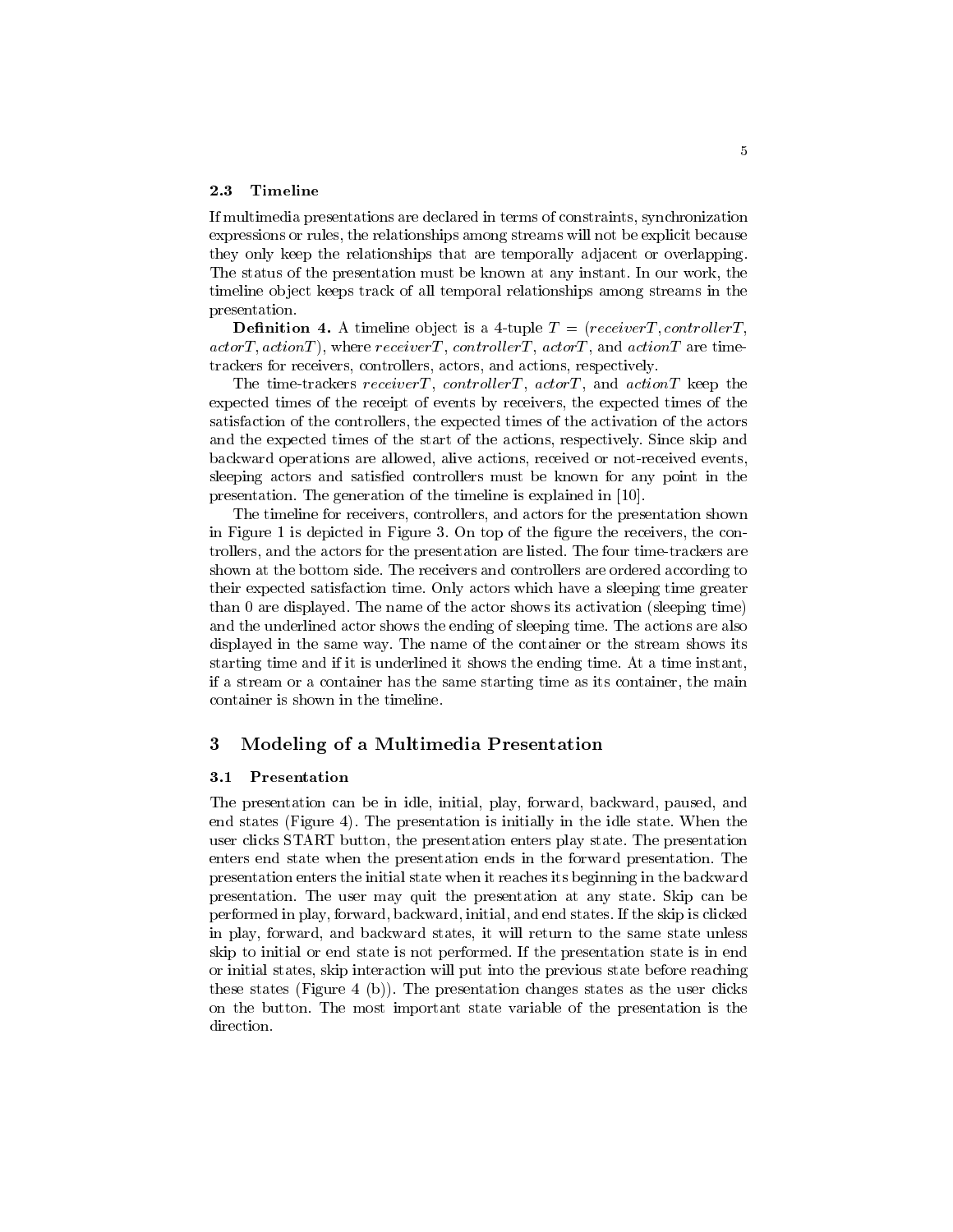### 2.3 Timeline

If multimedia presentations are declared in terms of constraints, synchronization expressions or rules, the relationships among streams will not be explicit because they only keep the relationships that are temporally adjacent or overlapping. The status of the presentation must be known at any instant. In our work, the timeline object keeps track of all temporal relationships among streams in the presentation.

**Definition 4.** A timeline object is a 4-tuple $T = (receiverT, controllerT, actorT, actionT)$, where $receiverT$, $controllerT$, $actorT$, and $actionT$ are time-trackers for receivers, controllers, actors, and actions, respectively.

The time-trackers $receiverT$, $controllerT$, $actorT$, and $actionT$ keep the expected times of the receipt of events by receivers, the expected times of the satisfaction of the controllers, the expected times of the activation of the actors and the expected times of the start of the actions, respectively. Since skip and backward operations are allowed, alive actions, received or not-received events, sleeping actors and satisfied controllers must be known for any point in the presentation. The generation of the timeline is explained in [10].

The timeline for receivers, controllers, and actors for the presentation shown in Figure 1 is depicted in Figure 3. On top of the figure the receivers, the controllers, and the actors for the presentation are listed. The four time-trackers are shown at the bottom side. The receivers and controllers are ordered according to their expected satisfaction time. Only actors which have a sleeping time greater than 0 are displayed. The name of the actor shows its activation (sleeping time) and the underlined actor shows the ending of sleeping time. The actions are also displayed in the same way. The name of the container or the stream shows its starting time and if it is underlined it shows the ending time. At a time instant, if a stream or a container has the same starting time as its container, the main container is shown in the timeline.

## 3 Modeling of a Multimedia Presentation

### 3.1 Presentation

The presentation can be in idle, initial, play, forward, backward, paused, and end states (Figure 4). The presentation is initially in the idle state. When the user clicks START button, the presentation enters play state. The presentation enters end state when the presentation ends in the forward presentation. The presentation enters the initial state when it reaches its beginning in the backward presentation. The user may quit the presentation at any state. Skip can be performed in play, forward, backward, initial, and end states. If the skip is clicked in play, forward, and backward states, it will return to the same state unless skip to initial or end state is not performed. If the presentation state is in end or initial states, skip interaction will put into the previous state before reaching these states (Figure 4 (b)). The presentation changes states as the user clicks on the button. The most important state variable of the presentation is the direction.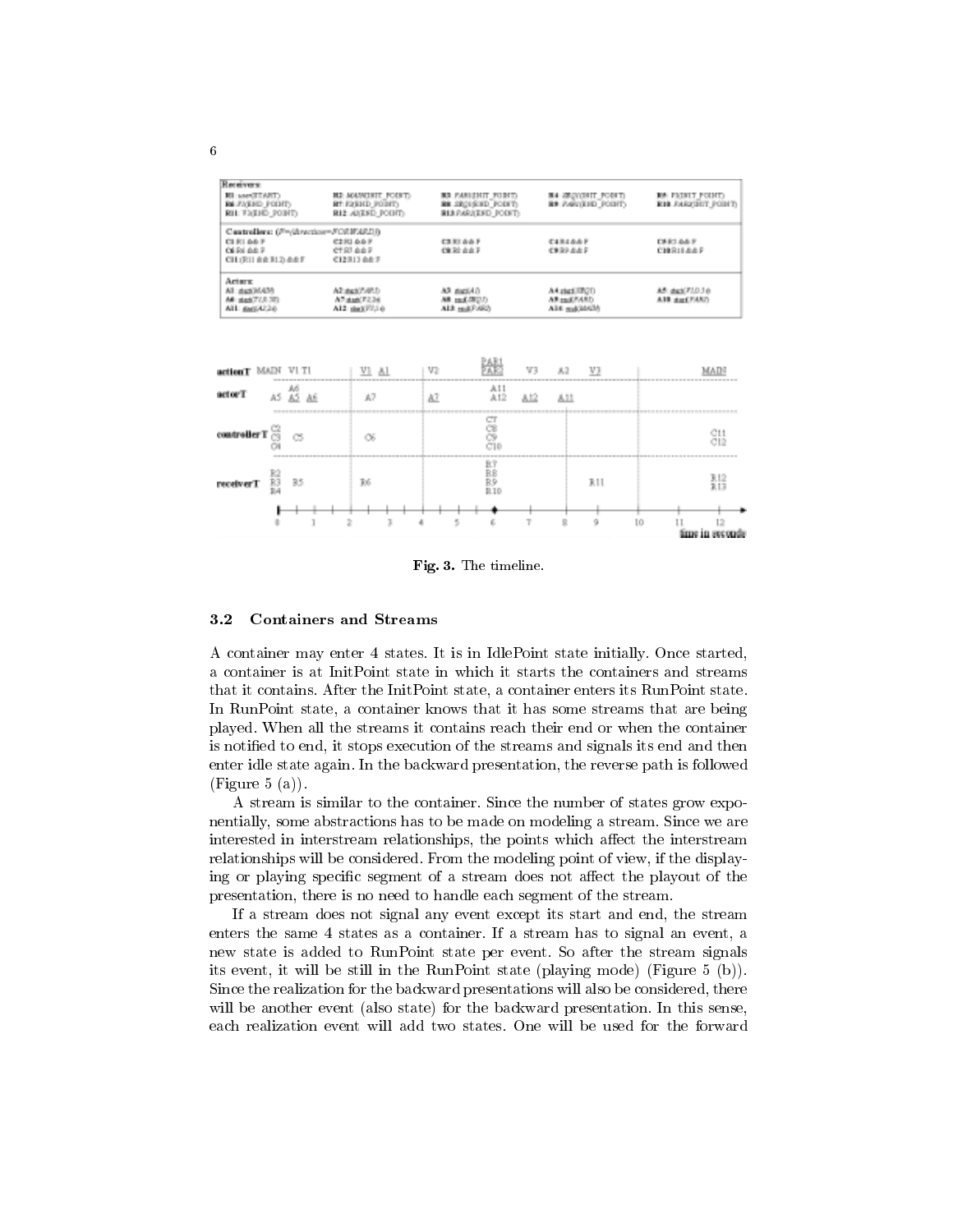| Receivers: | | | | |
|---|---|---|---|---|
| R1: user(START)<br>R6: V1(END_POINT)<br>R11: V3(END_POINT) | R2: MAIN(INIT_POINT)<br>R7: V2(END_POINT)<br>R12: A1(END_POINT) | R3: PAR1(INIT_POINT)<br>R8: SEQ1(END_POINT)<br>R13: PAR2(END_POINT) | R4: SEQ1(INIT_POINT)<br>R9: PAR1(END_POINT) | R5: T1(INIT_POINT)<br>R10: PAR2(INIT_POINT) |
| **Controllers:** (F=(direction=FORWARD)) | | | | |
| C1: R1 && F<br>C6: R6 && F<br>C11: (R11 && R12) && F | C2: R1 && F<br>C7: R7 && F<br>C12: R13 && F | C3: R1 && F<br>C8: R8 && F | C4: R4 && F<br>C9: R9 && F | C5: R5 && F<br>C10: R10 && F |
| **Actors:** | | | | |
| A1: start(MAIN)<br>A6: start(T1,0,10)<br>A11: start(A2,0) | A2: start(PAR1)<br>A7: start(V2,0)<br>A12: start(V3,0) | A3: start(A1)<br>A8: end(SEQ1)<br>A13: end(PAR2) | A4: start(SEQ1)<br>A9: end(PAR1)<br>A14: end(MAIN) | A5: start(V1,0,10)<br>A10: start(PAR2) |

| | 0–2 | 2–4 | 4–6 | 6 | 6–8 | 8–10 | 10–12 |
|---|---|---|---|---|---|---|---|
| actionT | MAIN V1 T1 | V1 A1 | V2 | PAR1 PAR2 | V3 A2 | V3 | MAIN |
| actorT | A5 A6 A5 A6 | A7 | A7 | A11 A12 | A12 A11 | | |
| controllerT | C2 C3 C4 C5 | C6 | | C7 C8 C9 C10 | | | C11 C12 |
| receiverT | R2 R3 R4 R5 | R6 | | R7 R8 R9 R10 | | R11 | R12 R13 |

Fig. 3. The timeline.

### 3.2 Containers and Streams

A container may enter 4 states. It is in IdlePoint state initially. Once started, a container is at InitPoint state in which it starts the containers and streams that it contains. After the InitPoint state, a container enters its RunPoint state. In RunPoint state, a container knows that it has some streams that are being played. When all the streams it contains reach their end or when the container is notified to end, it stops execution of the streams and signals its end and then enter idle state again. In the backward presentation, the reverse path is followed (Figure 5 (a)).

A stream is similar to the container. Since the number of states grow exponentially, some abstractions has to be made on modeling a stream. Since we are interested in interstream relationships, the points which affect the interstream relationships will be considered. From the modeling point of view, if the displaying or playing specific segment of a stream does not affect the playout of the presentation, there is no need to handle each segment of the stream.

If a stream does not signal any event except its start and end, the stream enters the same 4 states as a container. If a stream has to signal an event, a new state is added to RunPoint state per event. So after the stream signals its event, it will be still in the RunPoint state (playing mode) (Figure 5 (b)). Since the realization for the backward presentations will also be considered, there will be another event (also state) for the backward presentation. In this sense, each realization event will add two states. One will be used for the forward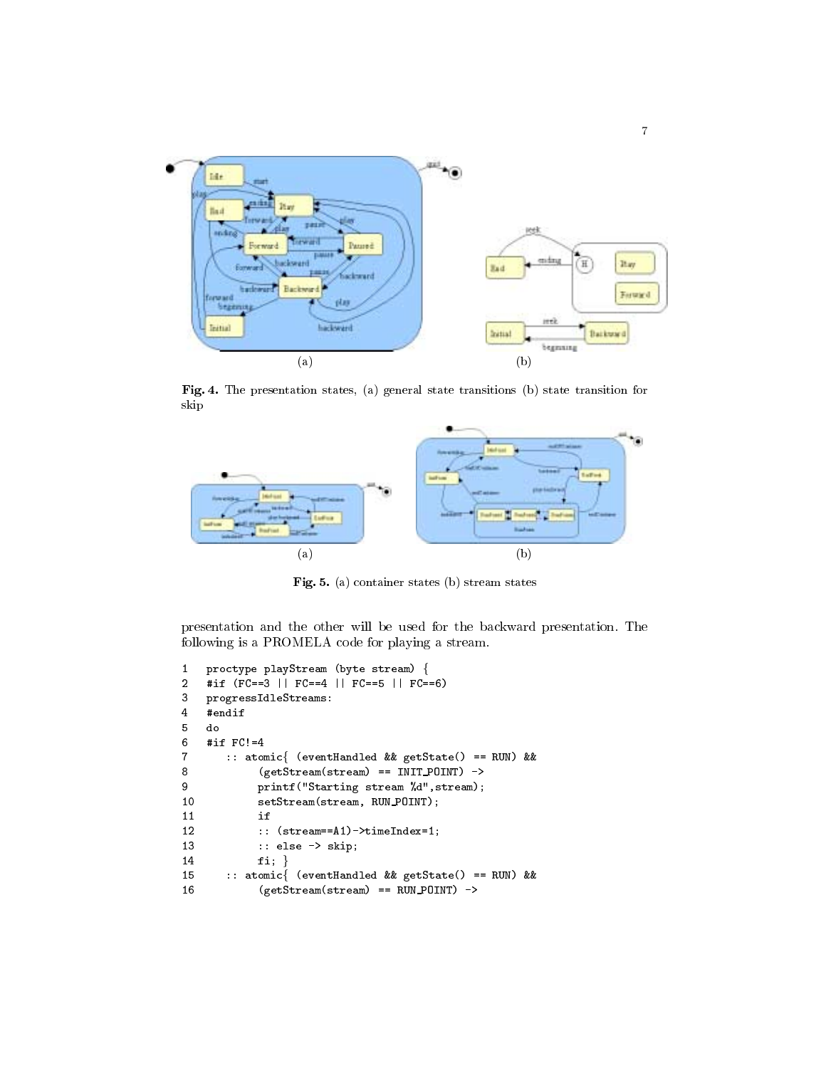**Fig. 4.** The presentation states, (a) general state transitions (b) state transition for skip

**Fig. 5.** (a) container states (b) stream states

presentation and the other will be used for the backward presentation. The following is a PROMELA code for playing a stream.

```
1   proctype playStream (byte stream) {
2   #if (FC==3 || FC==4 || FC==5 || FC==6)
3   progressIdleStreams:
4   #endif
5   do
6   #if FC!=4
7      :: atomic{ (eventHandled && getState() == RUN) &&
8           (getStream(stream) == INIT_POINT) ->
9           printf("Starting stream %d",stream);
10          setStream(stream, RUN_POINT);
11          if
12          :: (stream==A1)->timeIndex=1;
13          :: else -> skip;
14          fi; }
15     :: atomic{ (eventHandled && getState() == RUN) &&
16          (getStream(stream) == RUN_POINT) ->
```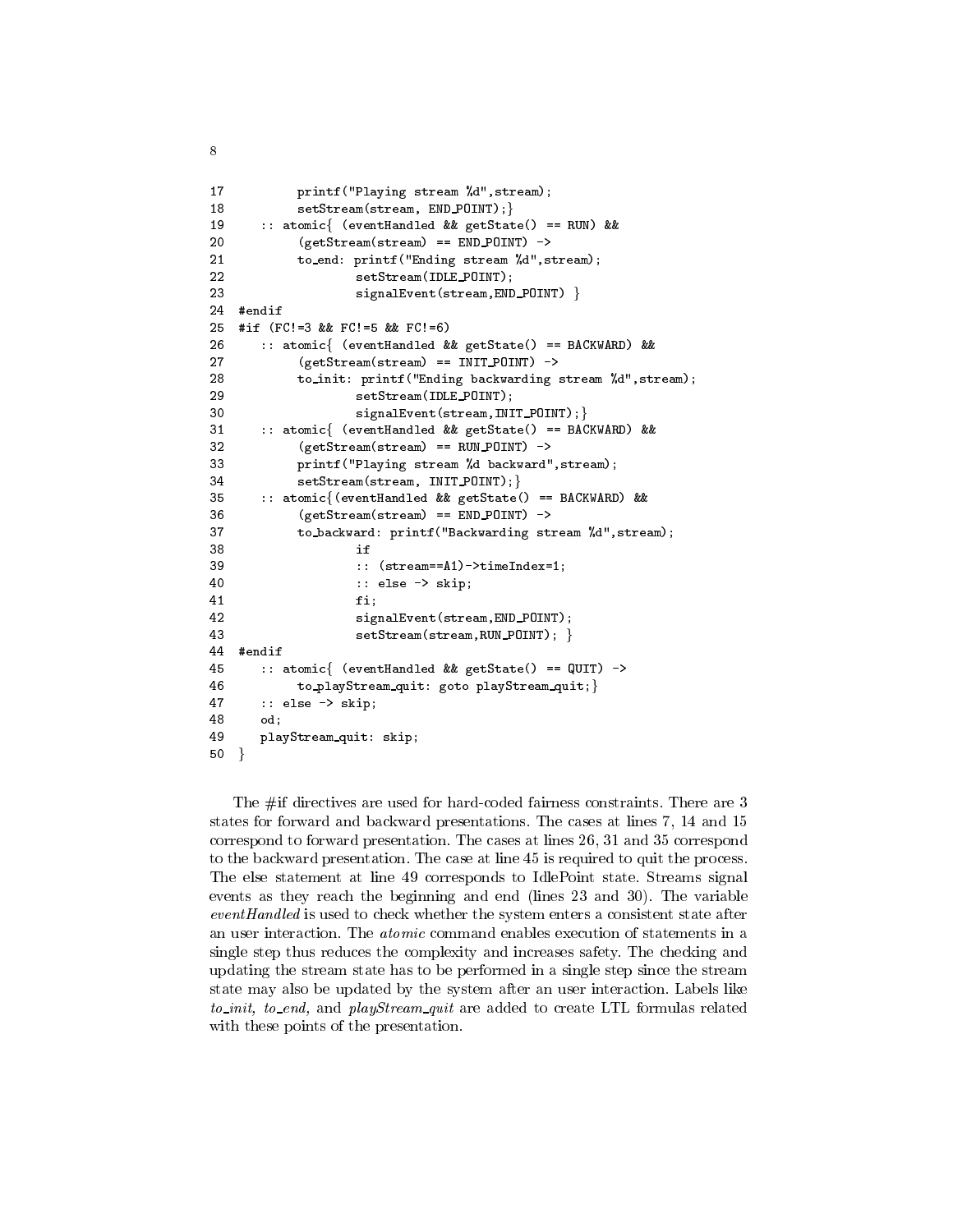```
17          printf("Playing stream %d",stream);
18          setStream(stream, END_POINT);}
19     :: atomic{ (eventHandled && getState() == RUN) &&
20          (getStream(stream) == END_POINT) ->
21          to_end: printf("Ending stream %d",stream);
22                  setStream(IDLE_POINT);
23                  signalEvent(stream,END_POINT) }
24  #endif
25  #if (FC!=3 && FC!=5 && FC!=6)
26     :: atomic{ (eventHandled && getState() == BACKWARD) &&
27          (getStream(stream) == INIT_POINT) ->
28          to_init: printf("Ending backwarding stream %d",stream);
29                  setStream(IDLE_POINT);
30                  signalEvent(stream,INIT_POINT);}
31     :: atomic{ (eventHandled && getState() == BACKWARD) &&
32          (getStream(stream) == RUN_POINT) ->
33          printf("Playing stream %d backward",stream);
34          setStream(stream, INIT_POINT);}
35     :: atomic{(eventHandled && getState() == BACKWARD) &&
36          (getStream(stream) == END_POINT) ->
37          to_backward: printf("Backwarding stream %d",stream);
38                  if
39                  :: (stream==A1)->timeIndex=1;
40                  :: else -> skip;
41                  fi;
42                  signalEvent(stream,END_POINT);
43                  setStream(stream,RUN_POINT); }
44  #endif
45     :: atomic{ (eventHandled && getState() == QUIT) ->
46          to_playStream_quit: goto playStream_quit;}
47     :: else -> skip;
48     od;
49     playStream_quit: skip;
50  }
```

The #if directives are used for hard-coded fairness constraints. There are 3 states for forward and backward presentations. The cases at lines 7, 14 and 15 correspond to forward presentation. The cases at lines 26, 31 and 35 correspond to the backward presentation. The case at line 45 is required to quit the process. The else statement at line 49 corresponds to IdlePoint state. Streams signal events as they reach the beginning and end (lines 23 and 30). The variable *eventHandled* is used to check whether the system enters a consistent state after an user interaction. The *atomic* command enables execution of statements in a single step thus reduces the complexity and increases safety. The checking and updating the stream state has to be performed in a single step since the stream state may also be updated by the system after an user interaction. Labels like *to_init*, *to_end*, and *playStream_quit* are added to create LTL formulas related with these points of the presentation.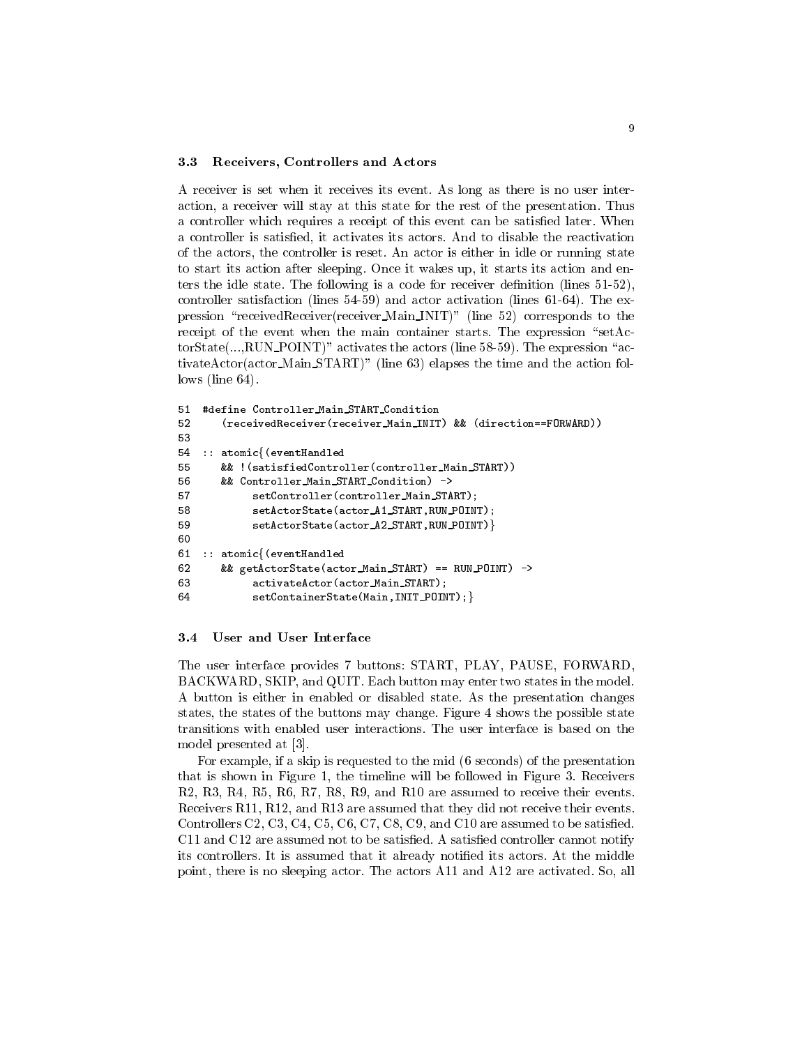### 3.3 Receivers, Controllers and Actors

A receiver is set when it receives its event. As long as there is no user interaction, a receiver will stay at this state for the rest of the presentation. Thus a controller which requires a receipt of this event can be satisfied later. When a controller is satisfied, it activates its actors. And to disable the reactivation of the actors, the controller is reset. An actor is either in idle or running state to start its action after sleeping. Once it wakes up, it starts its action and enters the idle state. The following is a code for receiver definition (lines 51-52), controller satisfaction (lines 54-59) and actor activation (lines 61-64). The expression "receivedReceiver(receiver_Main_INIT)" (line 52) corresponds to the receipt of the event when the main container starts. The expression "setActorState(...,RUN_POINT)" activates the actors (line 58-59). The expression "activateActor(actor_Main_START)" (line 63) elapses the time and the action follows (line 64).

```
51  #define Controller_Main_START_Condition
52      (receivedReceiver(receiver_Main_INIT) && (direction==FORWARD))
53
54  :: atomic{(eventHandled
55      && !(satisfiedController(controller_Main_START))
56      && Controller_Main_START_Condition) ->
57            setController(controller_Main_START);
58            setActorState(actor_A1_START,RUN_POINT);
59            setActorState(actor_A2_START,RUN_POINT)}
60
61  :: atomic{(eventHandled
62      && getActorState(actor_Main_START) == RUN_POINT) ->
63            activateActor(actor_Main_START);
64            setContainerState(Main,INIT_POINT);}
```

### 3.4 User and User Interface

The user interface provides 7 buttons: START, PLAY, PAUSE, FORWARD, BACKWARD, SKIP, and QUIT. Each button may enter two states in the model. A button is either in enabled or disabled state. As the presentation changes states, the states of the buttons may change. Figure 4 shows the possible state transitions with enabled user interactions. The user interface is based on the model presented at [3].

For example, if a skip is requested to the mid (6 seconds) of the presentation that is shown in Figure 1, the timeline will be followed in Figure 3. Receivers R2, R3, R4, R5, R6, R7, R8, R9, and R10 are assumed to receive their events. Receivers R11, R12, and R13 are assumed that they did not receive their events. Controllers C2, C3, C4, C5, C6, C7, C8, C9, and C10 are assumed to be satisfied. C11 and C12 are assumed not to be satisfied. A satisfied controller cannot notify its controllers. It is assumed that it already notified its actors. At the middle point, there is no sleeping actor. The actors A11 and A12 are activated. So, all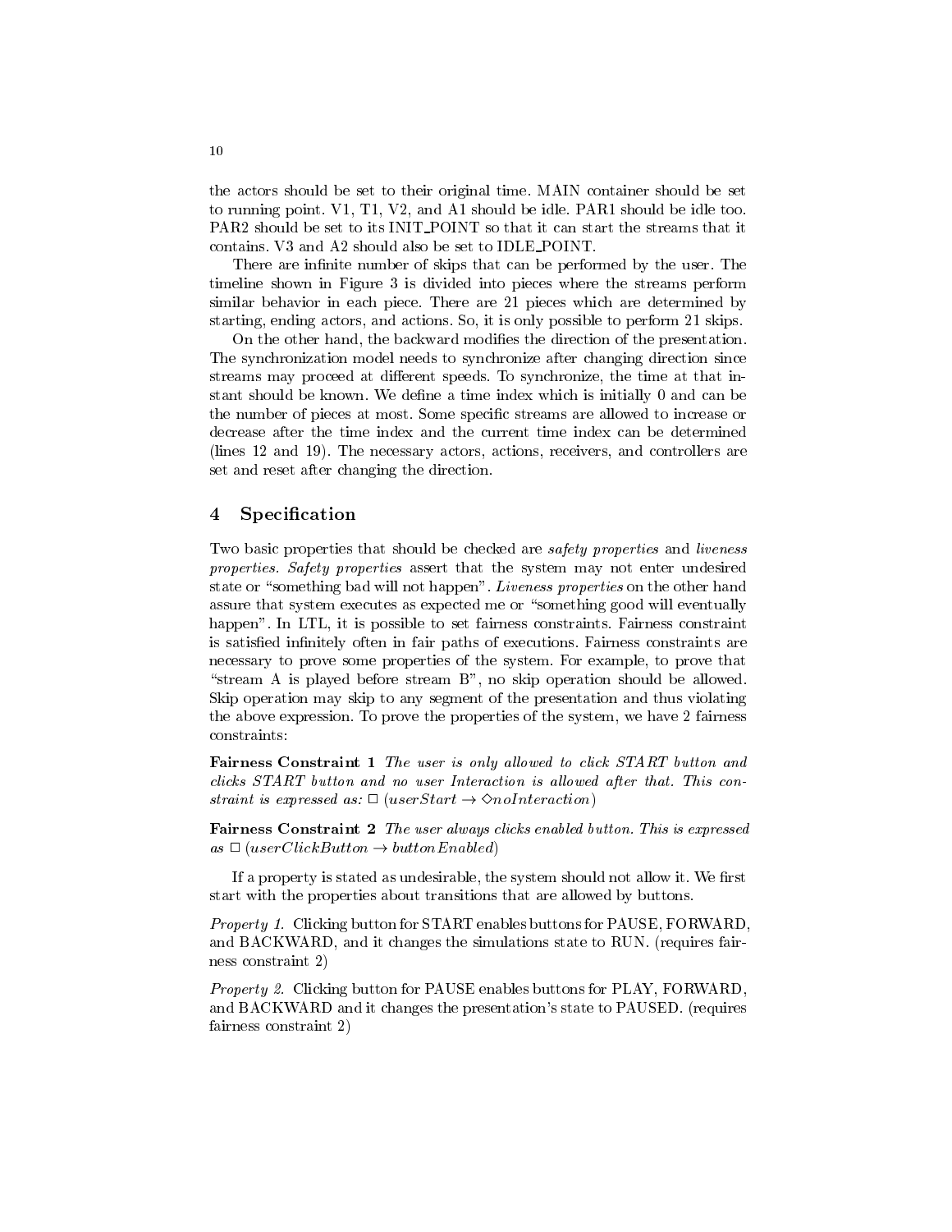the actors should be set to their original time. MAIN container should be set to running point. V1, T1, V2, and A1 should be idle. PAR1 should be idle too. PAR2 should be set to its INIT_POINT so that it can start the streams that it contains. V3 and A2 should also be set to IDLE_POINT.

There are infinite number of skips that can be performed by the user. The timeline shown in Figure 3 is divided into pieces where the streams perform similar behavior in each piece. There are 21 pieces which are determined by starting, ending actors, and actions. So, it is only possible to perform 21 skips.

On the other hand, the backward modifies the direction of the presentation. The synchronization model needs to synchronize after changing direction since streams may proceed at different speeds. To synchronize, the time at that instant should be known. We define a time index which is initially 0 and can be the number of pieces at most. Some specific streams are allowed to increase or decrease after the time index and the current time index can be determined (lines 12 and 19). The necessary actors, actions, receivers, and controllers are set and reset after changing the direction.

## 4 Specification

Two basic properties that should be checked are *safety properties* and *liveness properties*. *Safety properties* assert that the system may not enter undesired state or "something bad will not happen". *Liveness properties* on the other hand assure that system executes as expected me or "something good will eventually happen". In LTL, it is possible to set fairness constraints. Fairness constraint is satisfied infinitely often in fair paths of executions. Fairness constraints are necessary to prove some properties of the system. For example, to prove that "stream A is played before stream B", no skip operation should be allowed. Skip operation may skip to any segment of the presentation and thus violating the above expression. To prove the properties of the system, we have 2 fairness constraints:

**Fairness Constraint 1** *The user is only allowed to click START button and clicks START button and no user Interaction is allowed after that. This constraint is expressed as:* $\Box\,(userStart \rightarrow \Diamond noInteraction)$

**Fairness Constraint 2** *The user always clicks enabled button. This is expressed as* $\Box\,(userClickButton \rightarrow buttonEnabled)$

If a property is stated as undesirable, the system should not allow it. We first start with the properties about transitions that are allowed by buttons.

*Property 1.* Clicking button for START enables buttons for PAUSE, FORWARD, and BACKWARD, and it changes the simulations state to RUN. (requires fairness constraint 2)

*Property 2.* Clicking button for PAUSE enables buttons for PLAY, FORWARD, and BACKWARD and it changes the presentation's state to PAUSED. (requires fairness constraint 2)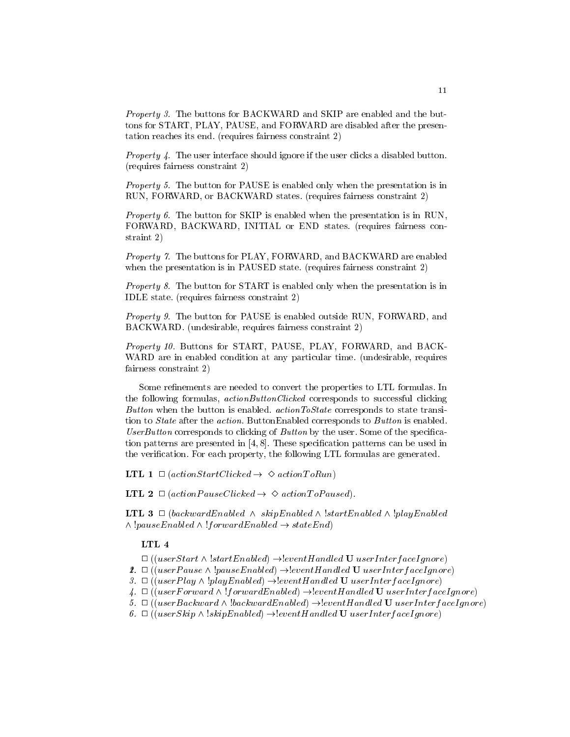*Property 3.* The buttons for BACKWARD and SKIP are enabled and the buttons for START, PLAY, PAUSE, and FORWARD are disabled after the presentation reaches its end. (requires fairness constraint 2)

*Property 4.* The user interface should ignore if the user clicks a disabled button. (requires fairness constraint 2)

*Property 5.* The button for PAUSE is enabled only when the presentation is in RUN, FORWARD, or BACKWARD states. (requires fairness constraint 2)

*Property 6.* The button for SKIP is enabled when the presentation is in RUN, FORWARD, BACKWARD, INITIAL or END states. (requires fairness constraint 2)

*Property 7.* The buttons for PLAY, FORWARD, and BACKWARD are enabled when the presentation is in PAUSED state. (requires fairness constraint 2)

*Property 8.* The button for START is enabled only when the presentation is in IDLE state. (requires fairness constraint 2)

*Property 9.* The button for PAUSE is enabled outside RUN, FORWARD, and BACKWARD. (undesirable, requires fairness constraint 2)

*Property 10.* Buttons for START, PAUSE, PLAY, FORWARD, and BACKWARD are in enabled condition at any particular time. (undesirable, requires fairness constraint 2)

Some refinements are needed to convert the properties to LTL formulas. In the following formulas, *actionButtonClicked* corresponds to successful clicking *Button* when the button is enabled. *actionToState* corresponds to state transition to *State* after the *action*. ButtonEnabled corresponds to *Button* is enabled. *UserButton* corresponds to clicking of *Button* by the user. Some of the specification patterns are presented in [4, 8]. These specification patterns can be used in the verification. For each property, the following LTL formulas are generated.

**LTL 1** $\Box\,(actionStartClicked \rightarrow\ \Diamond\ actionToRun)$

**LTL 2** $\Box\,(actionPauseClicked \rightarrow\ \Diamond\ actionToPaused)$.

**LTL 3** $\Box\,(backwardEnabled\ \wedge\ skipEnabled \wedge !startEnabled \wedge !playEnabled \wedge !pauseEnabled \wedge !forwardEnabled \rightarrow stateEnd)$

**LTL 4**

$\Box\,((userStart \wedge !startEnabled) \rightarrow !eventHandled\ \mathbf{U}\ userInterfaceIgnore)$

2. $\Box\,((userPause \wedge !pauseEnabled) \rightarrow !eventHandled\ \mathbf{U}\ userInterfaceIgnore)$
3. $\Box\,((userPlay \wedge !playEnabled) \rightarrow !eventHandled\ \mathbf{U}\ userInterfaceIgnore)$
4. $\Box\,((userForward \wedge !forwardEnabled) \rightarrow !eventHandled\ \mathbf{U}\ userInterfaceIgnore)$
5. $\Box\,((userBackward \wedge !backwardEnabled) \rightarrow !eventHandled\ \mathbf{U}\ userInterfaceIgnore)$
6. $\Box\,((userSkip \wedge !skipEnabled) \rightarrow !eventHandled\ \mathbf{U}\ userInterfaceIgnore)$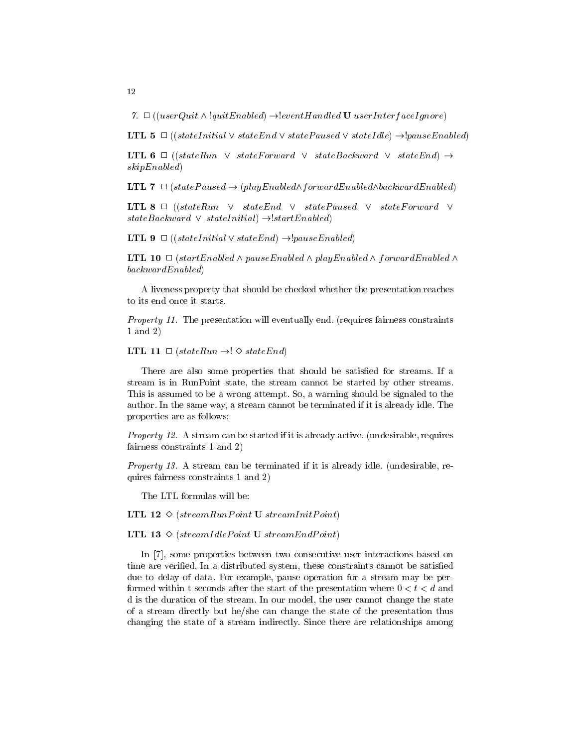7. $\Box\,((userQuit \wedge !quitEnabled) \rightarrow !eventHandled\,\mathbf{U}\,userInterfaceIgnore)$

**LTL 5** $\Box\,((stateInitial \vee stateEnd \vee statePaused \vee stateIdle) \rightarrow !pauseEnabled)$

**LTL 6** $\Box\,((stateRun \vee stateForward \vee stateBackward \vee stateEnd) \rightarrow skipEnabled)$

**LTL 7** $\Box\,(statePaused \rightarrow (playEnabled \wedge forwardEnabled \wedge backwardEnabled)$

**LTL 8** $\Box\,((stateRun \vee stateEnd \vee statePaused \vee stateForward \vee stateBackward \vee stateInitial) \rightarrow !startEnabled)$

**LTL 9** $\Box\,((stateInitial \vee stateEnd) \rightarrow !pauseEnabled)$

**LTL 10** $\Box\,(startEnabled \wedge pauseEnabled \wedge playEnabled \wedge forwardEnabled \wedge backwardEnabled)$

A liveness property that should be checked whether the presentation reaches to its end once it starts.

*Property 11.* The presentation will eventually end. (requires fairness constraints 1 and 2)

**LTL 11** $\Box\,(stateRun \rightarrow !\Diamond\, stateEnd)$

There are also some properties that should be satisfied for streams. If a stream is in RunPoint state, the stream cannot be started by other streams. This is assumed to be a wrong attempt. So, a warning should be signaled to the author. In the same way, a stream cannot be terminated if it is already idle. The properties are as follows:

*Property 12.* A stream can be started if it is already active. (undesirable, requires fairness constraints 1 and 2)

*Property 13.* A stream can be terminated if it is already idle. (undesirable, requires fairness constraints 1 and 2)

The LTL formulas will be:

**LTL 12** $\Diamond\,(streamRunPoint\,\mathbf{U}\,streamInitPoint)$

**LTL 13** $\Diamond\,(streamIdlePoint\,\mathbf{U}\,streamEndPoint)$

In [7], some properties between two consecutive user interactions based on time are verified. In a distributed system, these constraints cannot be satisfied due to delay of data. For example, pause operation for a stream may be performed within t seconds after the start of the presentation where $0 < t < d$ and d is the duration of the stream. In our model, the user cannot change the state of a stream directly but he/she can change the state of the presentation thus changing the state of a stream indirectly. Since there are relationships among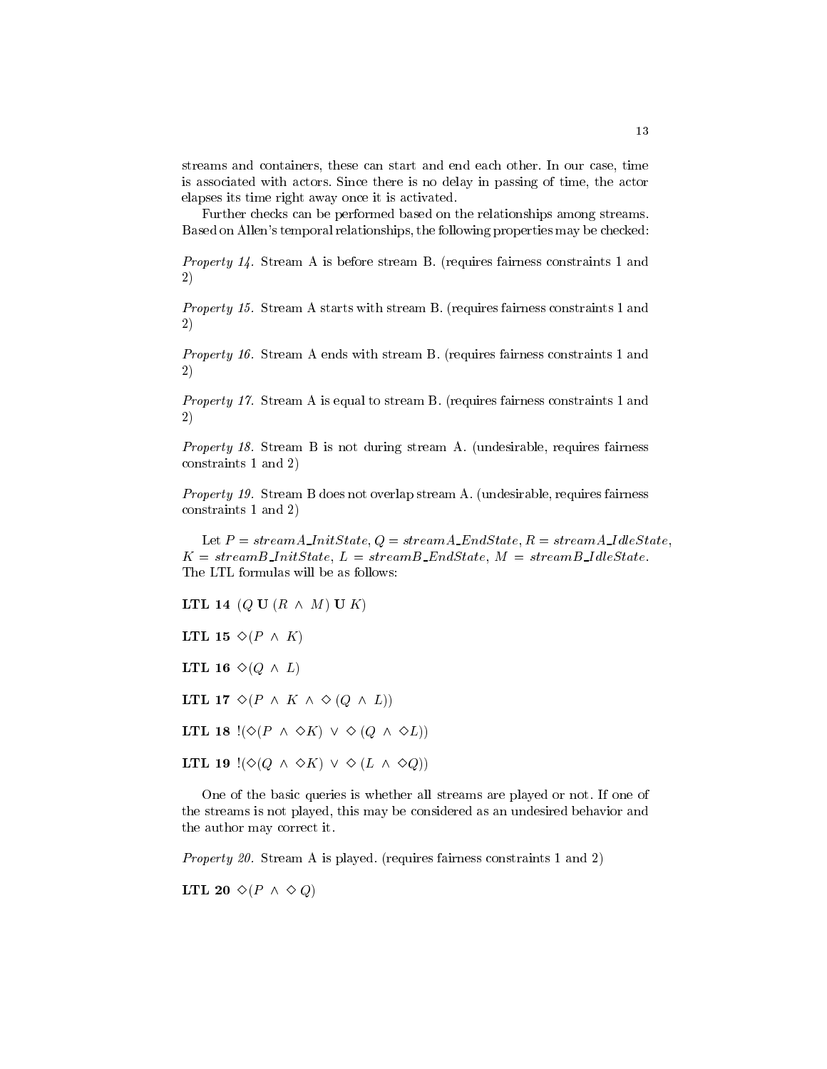streams and containers, these can start and end each other. In our case, time is associated with actors. Since there is no delay in passing of time, the actor elapses its time right away once it is activated.

Further checks can be performed based on the relationships among streams. Based on Allen's temporal relationships, the following properties may be checked:

*Property 14.* Stream A is before stream B. (requires fairness constraints 1 and 2)

*Property 15.* Stream A starts with stream B. (requires fairness constraints 1 and 2)

*Property 16.* Stream A ends with stream B. (requires fairness constraints 1 and 2)

*Property 17.* Stream A is equal to stream B. (requires fairness constraints 1 and 2)

*Property 18.* Stream B is not during stream A. (undesirable, requires fairness constraints 1 and 2)

*Property 19.* Stream B does not overlap stream A. (undesirable, requires fairness constraints 1 and 2)

Let $P = streamA\_InitState$, $Q = streamA\_EndState$, $R = streamA\_IdleState$, $K = streamB\_InitState$, $L = streamB\_EndState$, $M = streamB\_IdleState$. The LTL formulas will be as follows:

**LTL 14** $(Q \ \mathbf{U} \ (R \wedge M) \ \mathbf{U} \ K)$

**LTL 15** $\Diamond(P \wedge K)$

**LTL 16** $\Diamond(Q \wedge L)$

**LTL 17** $\Diamond(P \wedge K \wedge \Diamond(Q \wedge L))$

**LTL 18** $!(\Diamond(P \wedge \Diamond K) \vee \Diamond(Q \wedge \Diamond L))$

**LTL 19** $!(\Diamond(Q \wedge \Diamond K) \vee \Diamond(L \wedge \Diamond Q))$

One of the basic queries is whether all streams are played or not. If one of the streams is not played, this may be considered as an undesired behavior and the author may correct it.

*Property 20.* Stream A is played. (requires fairness constraints 1 and 2)

**LTL 20** $\Diamond(P \wedge \Diamond Q)$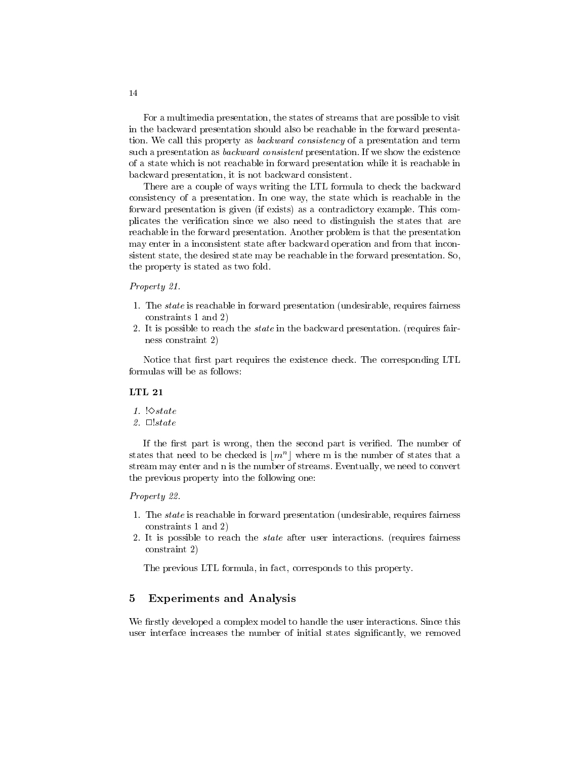For a multimedia presentation, the states of streams that are possible to visit in the backward presentation should also be reachable in the forward presentation. We call this property as *backward consistency* of a presentation and term such a presentation as *backward consistent* presentation. If we show the existence of a state which is not reachable in forward presentation while it is reachable in backward presentation, it is not backward consistent.

There are a couple of ways writing the LTL formula to check the backward consistency of a presentation. In one way, the state which is reachable in the forward presentation is given (if exists) as a contradictory example. This complicates the verification since we also need to distinguish the states that are reachable in the forward presentation. Another problem is that the presentation may enter in a inconsistent state after backward operation and from that inconsistent state, the desired state may be reachable in the forward presentation. So, the property is stated as two fold.

*Property 21.*

1. The *state* is reachable in forward presentation (undesirable, requires fairness constraints 1 and 2)
2. It is possible to reach the *state* in the backward presentation. (requires fairness constraint 2)

Notice that first part requires the existence check. The corresponding LTL formulas will be as follows:

**LTL 21**

1. $!\Diamond state$
2. $\Box !state$

If the first part is wrong, then the second part is verified. The number of states that need to be checked is $\lfloor m^n \rfloor$ where m is the number of states that a stream may enter and n is the number of streams. Eventually, we need to convert the previous property into the following one:

*Property 22.*

1. The *state* is reachable in forward presentation (undesirable, requires fairness constraints 1 and 2)
2. It is possible to reach the *state* after user interactions. (requires fairness constraint 2)

The previous LTL formula, in fact, corresponds to this property.

## 5 Experiments and Analysis

We firstly developed a complex model to handle the user interactions. Since this user interface increases the number of initial states significantly, we removed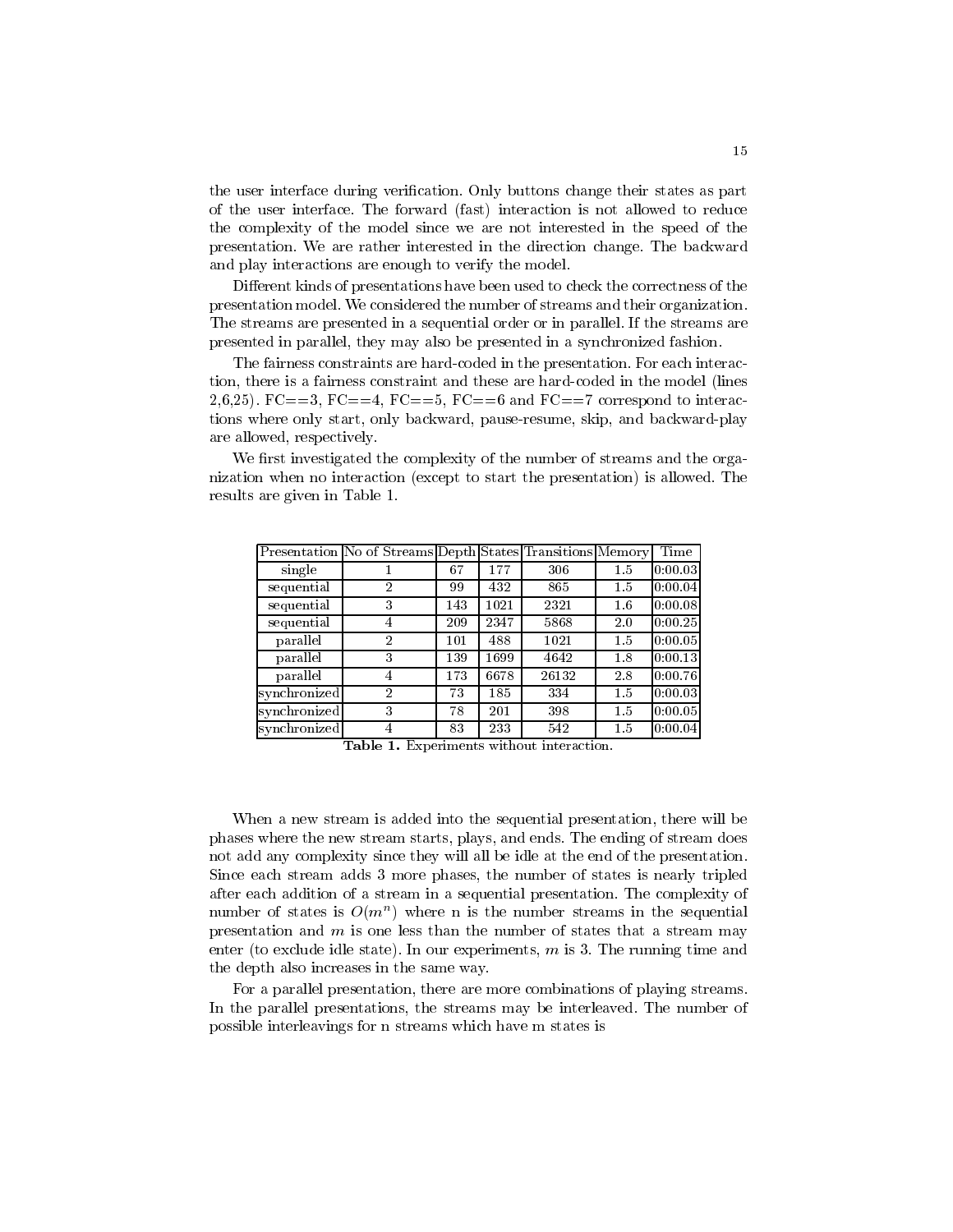the user interface during verification. Only buttons change their states as part of the user interface. The forward (fast) interaction is not allowed to reduce the complexity of the model since we are not interested in the speed of the presentation. We are rather interested in the direction change. The backward and play interactions are enough to verify the model.

Different kinds of presentations have been used to check the correctness of the presentation model. We considered the number of streams and their organization. The streams are presented in a sequential order or in parallel. If the streams are presented in parallel, they may also be presented in a synchronized fashion.

The fairness constraints are hard-coded in the presentation. For each interaction, there is a fairness constraint and these are hard-coded in the model (lines 2,6,25). FC==3, FC==4, FC==5, FC==6 and FC==7 correspond to interactions where only start, only backward, pause-resume, skip, and backward-play are allowed, respectively.

We first investigated the complexity of the number of streams and the organization when no interaction (except to start the presentation) is allowed. The results are given in Table 1.

| Presentation | No of Streams | Depth | States | Transitions | Memory | Time |
|---|---|---|---|---|---|---|
| single | 1 | 67 | 177 | 306 | 1.5 | 0:00.03 |
| sequential | 2 | 99 | 432 | 865 | 1.5 | 0:00.04 |
| sequential | 3 | 143 | 1021 | 2321 | 1.6 | 0:00.08 |
| sequential | 4 | 209 | 2347 | 5868 | 2.0 | 0:00.25 |
| parallel | 2 | 101 | 488 | 1021 | 1.5 | 0:00.05 |
| parallel | 3 | 139 | 1699 | 4642 | 1.8 | 0:00.13 |
| parallel | 4 | 173 | 6678 | 26132 | 2.8 | 0:00.76 |
| synchronized | 2 | 73 | 185 | 334 | 1.5 | 0:00.03 |
| synchronized | 3 | 78 | 201 | 398 | 1.5 | 0:00.05 |
| synchronized | 4 | 83 | 233 | 542 | 1.5 | 0:00.04 |

**Table 1.** Experiments without interaction.

When a new stream is added into the sequential presentation, there will be phases where the new stream starts, plays, and ends. The ending of stream does not add any complexity since they will all be idle at the end of the presentation. Since each stream adds 3 more phases, the number of states is nearly tripled after each addition of a stream in a sequential presentation. The complexity of number of states is $O(m^n)$ where n is the number streams in the sequential presentation and $m$ is one less than the number of states that a stream may enter (to exclude idle state). In our experiments, $m$ is 3. The running time and the depth also increases in the same way.

For a parallel presentation, there are more combinations of playing streams. In the parallel presentations, the streams may be interleaved. The number of possible interleavings for n streams which have m states is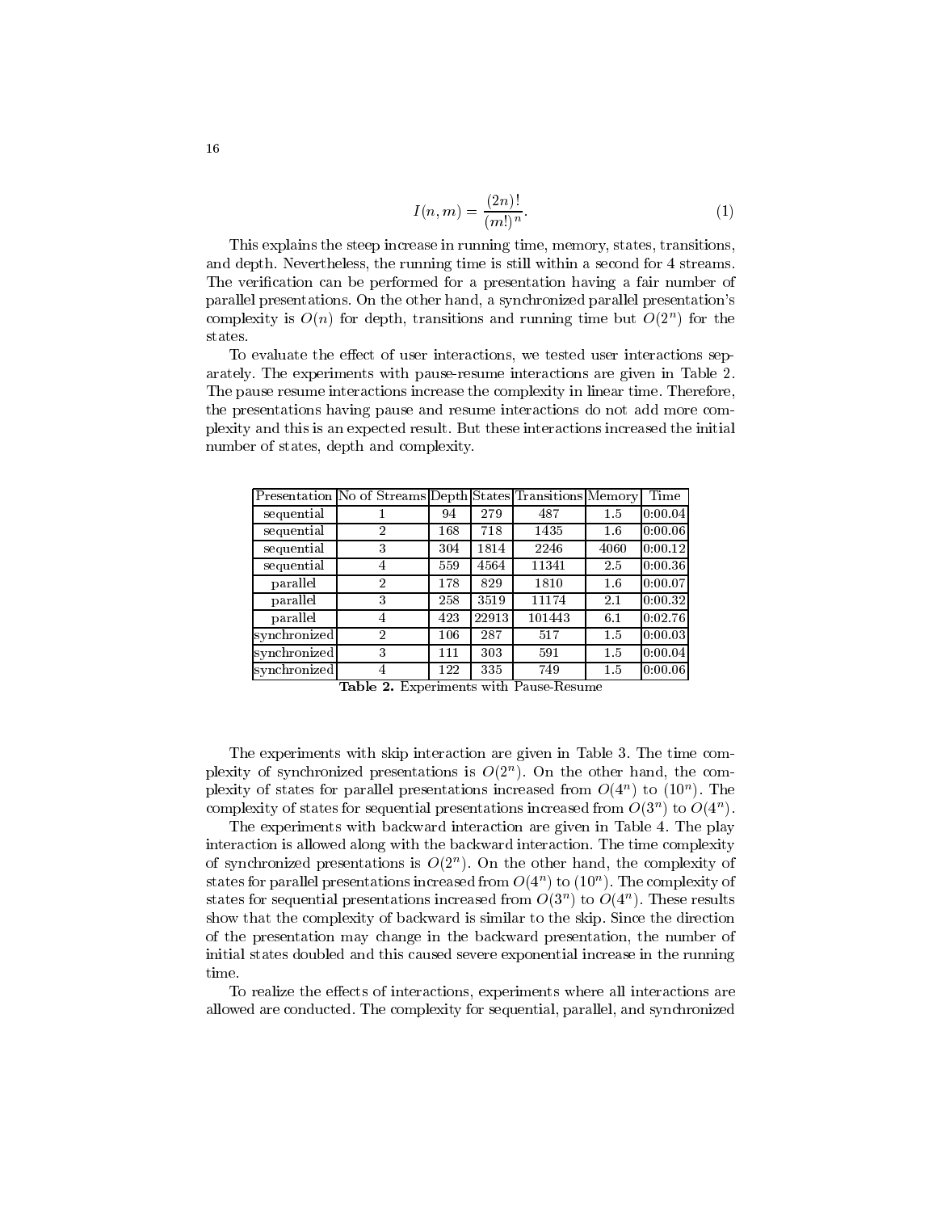$$I(n, m) = \frac{(2n)!}{(m!)^n}. \tag{1}$$

This explains the steep increase in running time, memory, states, transitions, and depth. Nevertheless, the running time is still within a second for 4 streams. The verification can be performed for a presentation having a fair number of parallel presentations. On the other hand, a synchronized parallel presentation's complexity is $O(n)$ for depth, transitions and running time but $O(2^n)$ for the states.

To evaluate the effect of user interactions, we tested user interactions separately. The experiments with pause-resume interactions are given in Table 2. The pause resume interactions increase the complexity in linear time. Therefore, the presentations having pause and resume interactions do not add more complexity and this is an expected result. But these interactions increased the initial number of states, depth and complexity.

| Presentation | No of Streams | Depth | States | Transitions | Memory | Time |
|---|---|---|---|---|---|---|
| sequential | 1 | 94 | 279 | 487 | 1.5 | 0:00.04 |
| sequential | 2 | 168 | 718 | 1435 | 1.6 | 0:00.06 |
| sequential | 3 | 304 | 1814 | 2246 | 4060 | 0:00.12 |
| sequential | 4 | 559 | 4564 | 11341 | 2.5 | 0:00.36 |
| parallel | 2 | 178 | 829 | 1810 | 1.6 | 0:00.07 |
| parallel | 3 | 258 | 3519 | 11174 | 2.1 | 0:00.32 |
| parallel | 4 | 423 | 22913 | 101443 | 6.1 | 0:02.76 |
| synchronized | 2 | 106 | 287 | 517 | 1.5 | 0:00.03 |
| synchronized | 3 | 111 | 303 | 591 | 1.5 | 0:00.04 |
| synchronized | 4 | 122 | 335 | 749 | 1.5 | 0:00.06 |

**Table 2.** Experiments with Pause-Resume

The experiments with skip interaction are given in Table 3. The time complexity of synchronized presentations is $O(2^n)$. On the other hand, the complexity of states for parallel presentations increased from $O(4^n)$ to $(10^n)$. The complexity of states for sequential presentations increased from $O(3^n)$ to $O(4^n)$.

The experiments with backward interaction are given in Table 4. The play interaction is allowed along with the backward interaction. The time complexity of synchronized presentations is $O(2^n)$. On the other hand, the complexity of states for parallel presentations increased from $O(4^n)$ to $(10^n)$. The complexity of states for sequential presentations increased from $O(3^n)$ to $O(4^n)$. These results show that the complexity of backward is similar to the skip. Since the direction of the presentation may change in the backward presentation, the number of initial states doubled and this caused severe exponential increase in the running time.

To realize the effects of interactions, experiments where all interactions are allowed are conducted. The complexity for sequential, parallel, and synchronized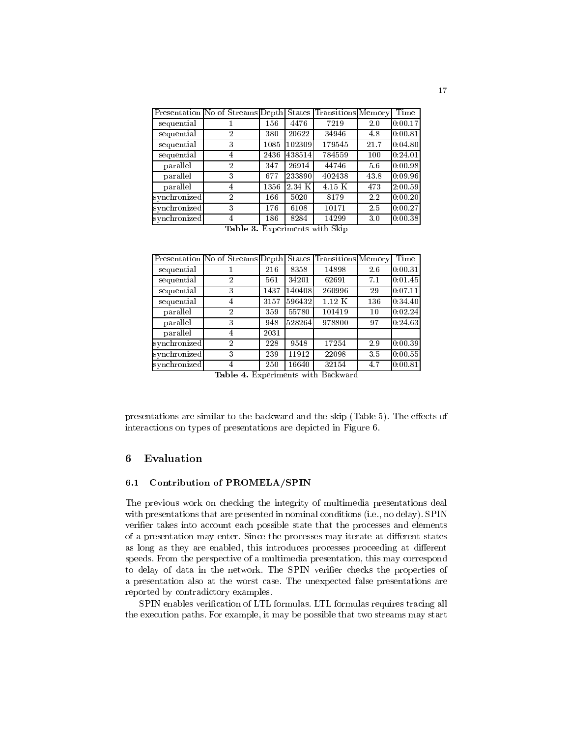| Presentation | No of Streams | Depth | States | Transitions | Memory | Time |
|---|---|---|---|---|---|---|
| sequential | 1 | 156 | 4476 | 7219 | 2.0 | 0:00.17 |
| sequential | 2 | 380 | 20622 | 34946 | 4.8 | 0:00.81 |
| sequential | 3 | 1085 | 102309 | 179545 | 21.7 | 0:04.80 |
| sequential | 4 | 2436 | 438514 | 784559 | 100 | 0:24.01 |
| parallel | 2 | 347 | 26914 | 44746 | 5.6 | 0:00.98 |
| parallel | 3 | 677 | 233890 | 402438 | 43.8 | 0:09.96 |
| parallel | 4 | 1356 | 2.34 K | 4.15 K | 473 | 2:00.59 |
| synchronized | 2 | 166 | 5020 | 8179 | 2.2 | 0:00.20 |
| synchronized | 3 | 176 | 6108 | 10171 | 2.5 | 0:00.27 |
| synchronized | 4 | 186 | 8284 | 14299 | 3.0 | 0:00.38 |

**Table 3.** Experiments with Skip

| Presentation | No of Streams | Depth | States | Transitions | Memory | Time |
|---|---|---|---|---|---|---|
| sequential | 1 | 216 | 8358 | 14898 | 2.6 | 0:00.31 |
| sequential | 2 | 561 | 34201 | 62691 | 7.1 | 0:01.45 |
| sequential | 3 | 1437 | 140408 | 260996 | 29 | 0:07.11 |
| sequential | 4 | 3157 | 596432 | 1.12 K | 136 | 0:34.40 |
| parallel | 2 | 359 | 55780 | 101419 | 10 | 0:02.24 |
| parallel | 3 | 948 | 528264 | 978800 | 97 | 0:24.63 |
| parallel | 4 | 2031 | | | | |
| synchronized | 2 | 228 | 9548 | 17254 | 2.9 | 0:00.39 |
| synchronized | 3 | 239 | 11912 | 22098 | 3.5 | 0:00.55 |
| synchronized | 4 | 250 | 16640 | 32154 | 4.7 | 0:00.81 |

**Table 4.** Experiments with Backward

presentations are similar to the backward and the skip (Table 5). The effects of interactions on types of presentations are depicted in Figure 6.

## 6 Evaluation

### 6.1 Contribution of PROMELA/SPIN

The previous work on checking the integrity of multimedia presentations deal with presentations that are presented in nominal conditions (i.e., no delay). SPIN verifier takes into account each possible state that the processes and elements of a presentation may enter. Since the processes may iterate at different states as long as they are enabled, this introduces processes proceeding at different speeds. From the perspective of a multimedia presentation, this may correspond to delay of data in the network. The SPIN verifier checks the properties of a presentation also at the worst case. The unexpected false presentations are reported by contradictory examples.

SPIN enables verification of LTL formulas. LTL formulas requires tracing all the execution paths. For example, it may be possible that two streams may start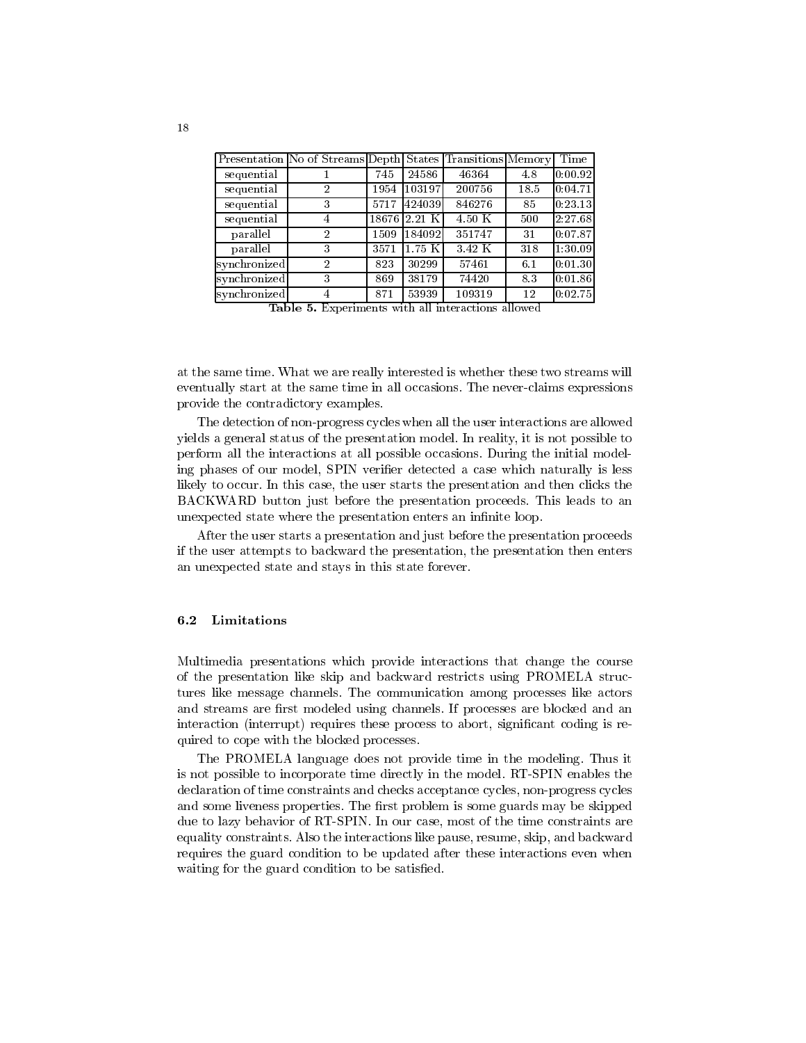| Presentation | No of Streams | Depth | States | Transitions | Memory | Time |
|---|---|---|---|---|---|---|
| sequential | 1 | 745 | 24586 | 46364 | 4.8 | 0:00.92 |
| sequential | 2 | 1954 | 103197 | 200756 | 18.5 | 0:04.71 |
| sequential | 3 | 5717 | 424039 | 846276 | 85 | 0:23.13 |
| sequential | 4 | 18676 | 2.21 K | 4.50 K | 500 | 2:27.68 |
| parallel | 2 | 1509 | 184092 | 351747 | 31 | 0:07.87 |
| parallel | 3 | 3571 | 1.75 K | 3.42 K | 318 | 1:30.09 |
| synchronized | 2 | 823 | 30299 | 57461 | 6.1 | 0:01.30 |
| synchronized | 3 | 869 | 38179 | 74420 | 8.3 | 0:01.86 |
| synchronized | 4 | 871 | 53939 | 109319 | 12 | 0:02.75 |

**Table 5.** Experiments with all interactions allowed

at the same time. What we are really interested is whether these two streams will eventually start at the same time in all occasions. The never-claims expressions provide the contradictory examples.

The detection of non-progress cycles when all the user interactions are allowed yields a general status of the presentation model. In reality, it is not possible to perform all the interactions at all possible occasions. During the initial modeling phases of our model, SPIN verifier detected a case which naturally is less likely to occur. In this case, the user starts the presentation and then clicks the BACKWARD button just before the presentation proceeds. This leads to an unexpected state where the presentation enters an infinite loop.

After the user starts a presentation and just before the presentation proceeds if the user attempts to backward the presentation, the presentation then enters an unexpected state and stays in this state forever.

### 6.2 Limitations

Multimedia presentations which provide interactions that change the course of the presentation like skip and backward restricts using PROMELA structures like message channels. The communication among processes like actors and streams are first modeled using channels. If processes are blocked and an interaction (interrupt) requires these process to abort, significant coding is required to cope with the blocked processes.

The PROMELA language does not provide time in the modeling. Thus it is not possible to incorporate time directly in the model. RT-SPIN enables the declaration of time constraints and checks acceptance cycles, non-progress cycles and some liveness properties. The first problem is some guards may be skipped due to lazy behavior of RT-SPIN. In our case, most of the time constraints are equality constraints. Also the interactions like pause, resume, skip, and backward requires the guard condition to be updated after these interactions even when waiting for the guard condition to be satisfied.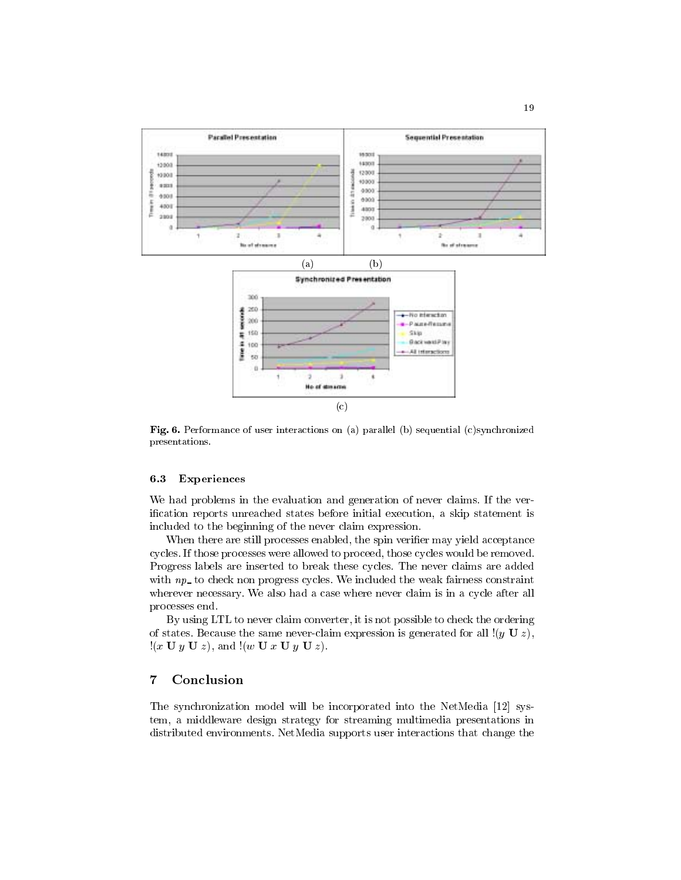**Fig. 6.** Performance of user interactions on (a) parallel (b) sequential (c)synchronized presentations.

### 6.3 Experiences

We had problems in the evaluation and generation of never claims. If the verification reports unreached states before initial execution, a skip statement is included to the beginning of the never claim expression.

When there are still processes enabled, the spin verifier may yield acceptance cycles. If those processes were allowed to proceed, those cycles would be removed. Progress labels are inserted to break these cycles. The never claims are added with *np_* to check non progress cycles. We included the weak fairness constraint wherever necessary. We also had a case where never claim is in a cycle after all processes end.

By using LTL to never claim converter, it is not possible to check the ordering of states. Because the same never-claim expression is generated for all $!(y \mathbf{U} z)$, $!(x \mathbf{U} y \mathbf{U} z)$, and $!(w \mathbf{U} x \mathbf{U} y \mathbf{U} z)$.

## 7 Conclusion

The synchronization model will be incorporated into the NetMedia [12] system, a middleware design strategy for streaming multimedia presentations in distributed environments. NetMedia supports user interactions that change the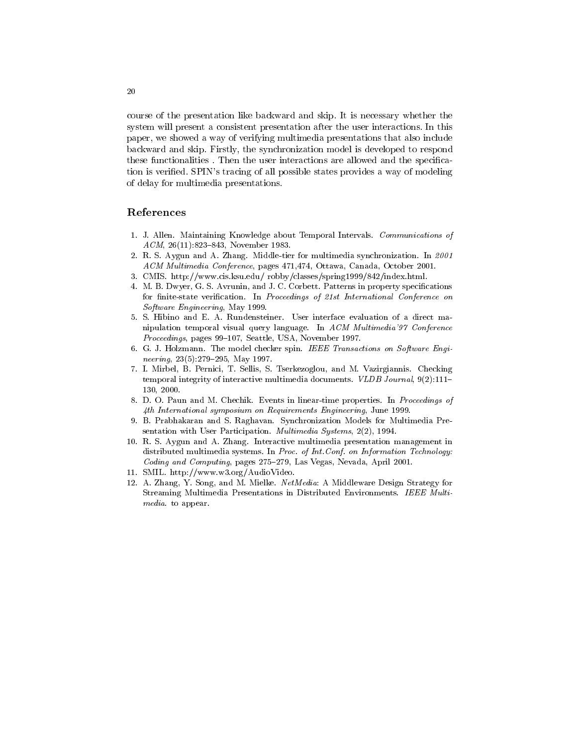course of the presentation like backward and skip. It is necessary whether the system will present a consistent presentation after the user interactions. In this paper, we showed a way of verifying multimedia presentations that also include backward and skip. Firstly, the synchronization model is developed to respond these functionalities . Then the user interactions are allowed and the specification is verified. SPIN's tracing of all possible states provides a way of modeling of delay for multimedia presentations.

## References

1. J. Allen. Maintaining Knowledge about Temporal Intervals. *Communications of ACM*, 26(11):823–843, November 1983.
2. R. S. Aygun and A. Zhang. Middle-tier for multimedia synchronization. In *2001 ACM Multimedia Conference*, pages 471,474, Ottawa, Canada, October 2001.
3. CMIS. http://www.cis.ksu.edu/ robby/classes/spring1999/842/index.html.
4. M. B. Dwyer, G. S. Avrunin, and J. C. Corbett. Patterns in property specifications for finite-state verification. In *Proceedings of 21st International Conference on Software Engineering*, May 1999.
5. S. Hibino and E. A. Rundensteiner. User interface evaluation of a direct manipulation temporal visual query language. In *ACM Multimedia'97 Conference Proceedings*, pages 99–107, Seattle, USA, November 1997.
6. G. J. Holzmann. The model checker spin. *IEEE Transactions on Software Engineering*, 23(5):279–295, May 1997.
7. I. Mirbel, B. Pernici, T. Sellis, S. Tserkezoglou, and M. Vazirgiannis. Checking temporal integrity of interactive multimedia documents. *VLDB Journal*, 9(2):111–130, 2000.
8. D. O. Paun and M. Chechik. Events in linear-time properties. In *Proceedings of 4th International symposium on Requirements Engineering*, June 1999.
9. B. Prabhakaran and S. Raghavan. Synchronization Models for Multimedia Presentation with User Participation. *Multimedia Systems*, 2(2), 1994.
10. R. S. Aygun and A. Zhang. Interactive multimedia presentation management in distributed multimedia systems. In *Proc. of Int.Conf. on Information Technology: Coding and Computing*, pages 275–279, Las Vegas, Nevada, April 2001.
11. SMIL. http://www.w3.org/AudioVideo.
12. A. Zhang, Y. Song, and M. Mielke. *NetMedia*: A Middleware Design Strategy for Streaming Multimedia Presentations in Distributed Environments. *IEEE Multimedia*. to appear.